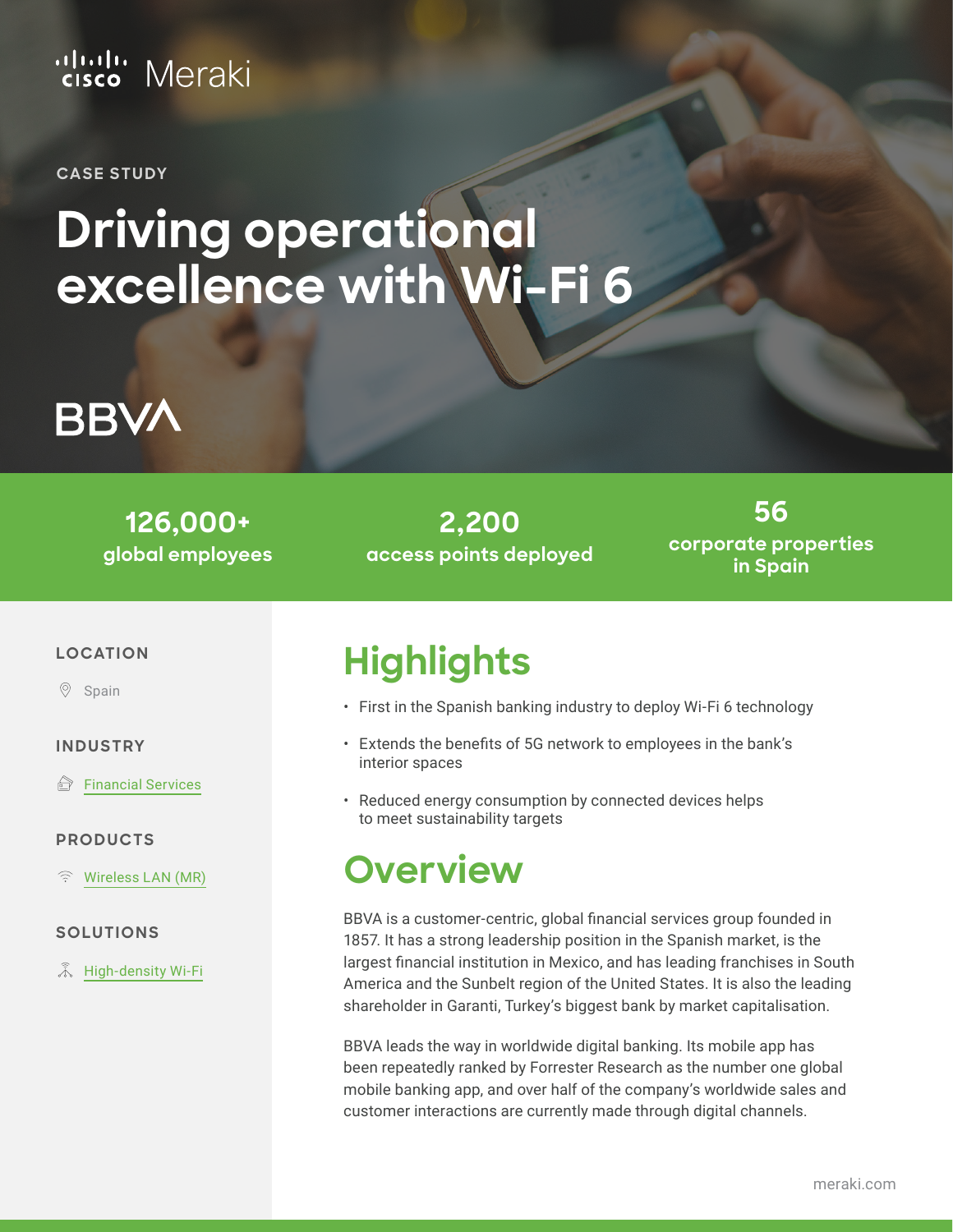Cisco Meraki

CASE STUDY

# Driving operational excellence with Wi-Fi 6

BBVA

**126,000+**
global employees

**2,200**
access points deployed

**56**
corporate properties in Spain

**LOCATION**

Spain

**INDUSTRY**

Financial Services

**PRODUCTS**

Wireless LAN (MR)

**SOLUTIONS**

High-density Wi-Fi

## Highlights

- First in the Spanish banking industry to deploy Wi-Fi 6 technology
- Extends the benefits of 5G network to employees in the bank's interior spaces
- Reduced energy consumption by connected devices helps to meet sustainability targets

## Overview

BBVA is a customer-centric, global financial services group founded in 1857. It has a strong leadership position in the Spanish market, is the largest financial institution in Mexico, and has leading franchises in South America and the Sunbelt region of the United States. It is also the leading shareholder in Garanti, Turkey's biggest bank by market capitalisation.

BBVA leads the way in worldwide digital banking. Its mobile app has been repeatedly ranked by Forrester Research as the number one global mobile banking app, and over half of the company's worldwide sales and customer interactions are currently made through digital channels.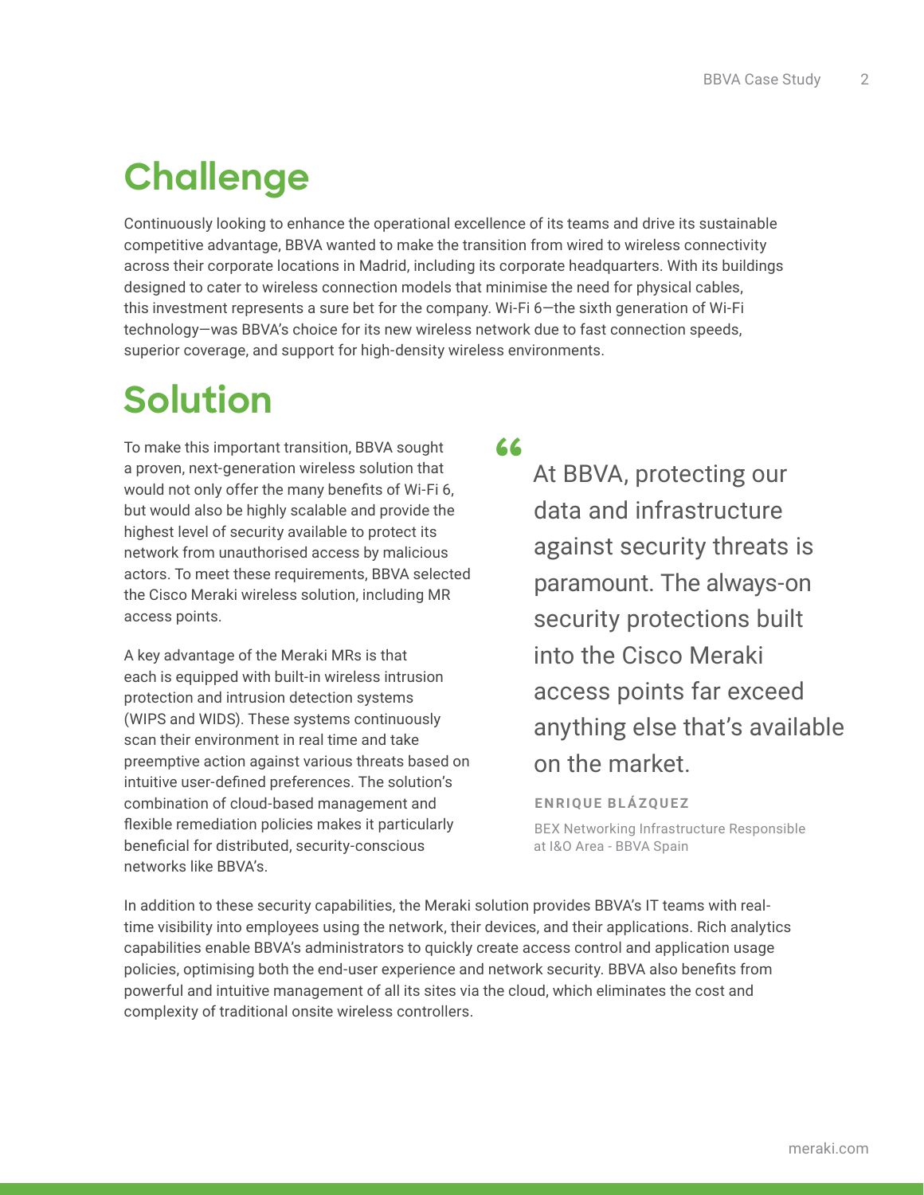# Challenge

Continuously looking to enhance the operational excellence of its teams and drive its sustainable competitive advantage, BBVA wanted to make the transition from wired to wireless connectivity across their corporate locations in Madrid, including its corporate headquarters. With its buildings designed to cater to wireless connection models that minimise the need for physical cables, this investment represents a sure bet for the company. Wi-Fi 6—the sixth generation of Wi-Fi technology—was BBVA's choice for its new wireless network due to fast connection speeds, superior coverage, and support for high-density wireless environments.

# Solution

To make this important transition, BBVA sought a proven, next-generation wireless solution that would not only offer the many benefits of Wi-Fi 6, but would also be highly scalable and provide the highest level of security available to protect its network from unauthorised access by malicious actors. To meet these requirements, BBVA selected the Cisco Meraki wireless solution, including MR access points.

A key advantage of the Meraki MRs is that each is equipped with built-in wireless intrusion protection and intrusion detection systems (WIPS and WIDS). These systems continuously scan their environment in real time and take preemptive action against various threats based on intuitive user-defined preferences. The solution's combination of cloud-based management and flexible remediation policies makes it particularly beneficial for distributed, security-conscious networks like BBVA's.

> "At BBVA, protecting our data and infrastructure against security threats is paramount. The always-on security protections built into the Cisco Meraki access points far exceed anything else that's available on the market.
>
> **ENRIQUE BLÁZQUEZ**
>
> BEX Networking Infrastructure Responsible at I&O Area - BBVA Spain

In addition to these security capabilities, the Meraki solution provides BBVA's IT teams with real-time visibility into employees using the network, their devices, and their applications. Rich analytics capabilities enable BBVA's administrators to quickly create access control and application usage policies, optimising both the end-user experience and network security. BBVA also benefits from powerful and intuitive management of all its sites via the cloud, which eliminates the cost and complexity of traditional onsite wireless controllers.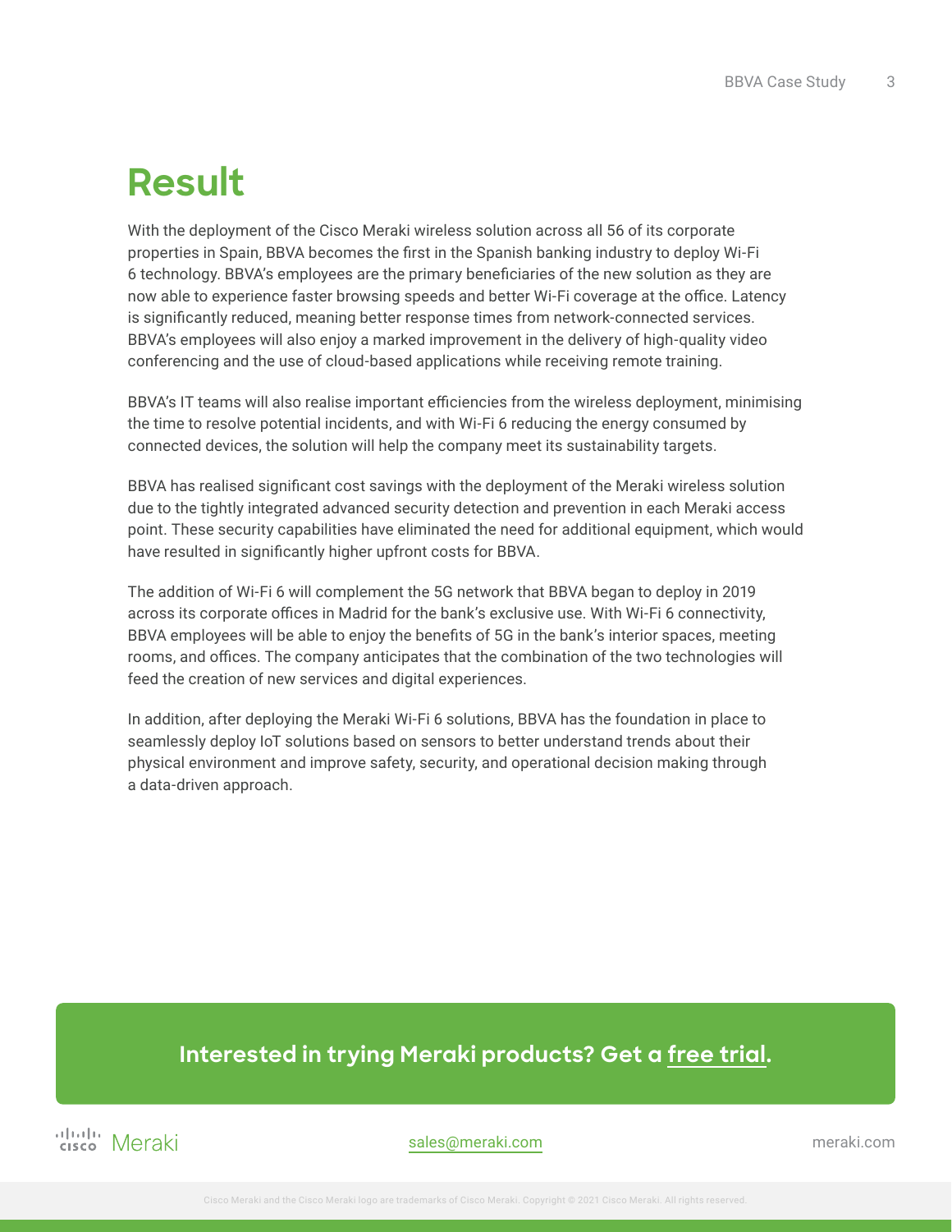# Result

With the deployment of the Cisco Meraki wireless solution across all 56 of its corporate properties in Spain, BBVA becomes the first in the Spanish banking industry to deploy Wi-Fi 6 technology. BBVA's employees are the primary beneficiaries of the new solution as they are now able to experience faster browsing speeds and better Wi-Fi coverage at the office. Latency is significantly reduced, meaning better response times from network-connected services. BBVA's employees will also enjoy a marked improvement in the delivery of high-quality video conferencing and the use of cloud-based applications while receiving remote training.

BBVA's IT teams will also realise important efficiencies from the wireless deployment, minimising the time to resolve potential incidents, and with Wi-Fi 6 reducing the energy consumed by connected devices, the solution will help the company meet its sustainability targets.

BBVA has realised significant cost savings with the deployment of the Meraki wireless solution due to the tightly integrated advanced security detection and prevention in each Meraki access point. These security capabilities have eliminated the need for additional equipment, which would have resulted in significantly higher upfront costs for BBVA.

The addition of Wi-Fi 6 will complement the 5G network that BBVA began to deploy in 2019 across its corporate offices in Madrid for the bank's exclusive use. With Wi-Fi 6 connectivity, BBVA employees will be able to enjoy the benefits of 5G in the bank's interior spaces, meeting rooms, and offices. The company anticipates that the combination of the two technologies will feed the creation of new services and digital experiences.

In addition, after deploying the Meraki Wi-Fi 6 solutions, BBVA has the foundation in place to seamlessly deploy IoT solutions based on sensors to better understand trends about their physical environment and improve safety, security, and operational decision making through a data-driven approach.

**Interested in trying Meraki products? Get a free trial.**

Cisco Meraki

sales@meraki.com

meraki.com

Cisco Meraki and the Cisco Meraki logo are trademarks of Cisco Meraki. Copyright © 2021 Cisco Meraki. All rights reserved.